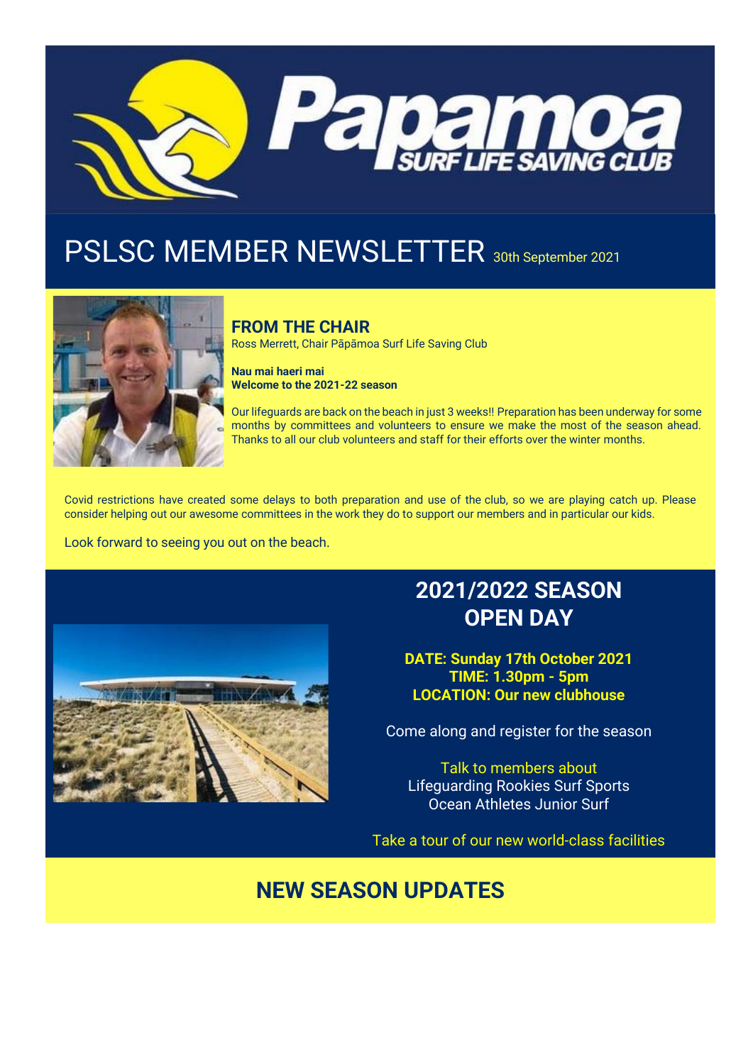# PSLSC MEMBER NEWSLETTER 30th September 2021

## FROM THE CHAIR

Ross Merrett, Chair Pāpāmoa Surf Life Saving Club

**Nau mai haeri mai**
**Welcome to the 2021-22 season**

Our lifeguards are back on the beach in just 3 weeks!! Preparation has been underway for some months by committees and volunteers to ensure we make the most of the season ahead. Thanks to all our club volunteers and staff for their efforts over the winter months.

Covid restrictions have created some delays to both preparation and use of the club, so we are playing catch up. Please consider helping out our awesome committees in the work they do to support our members and in particular our kids.

Look forward to seeing you out on the beach.

## 2021/2022 SEASON OPEN DAY

**DATE: Sunday 17th October 2021**
**TIME: 1.30pm - 5pm**
**LOCATION: Our new clubhouse**

Come along and register for the season

Talk to members about
Lifeguarding Rookies Surf Sports
Ocean Athletes Junior Surf

Take a tour of our new world-class facilities

## NEW SEASON UPDATES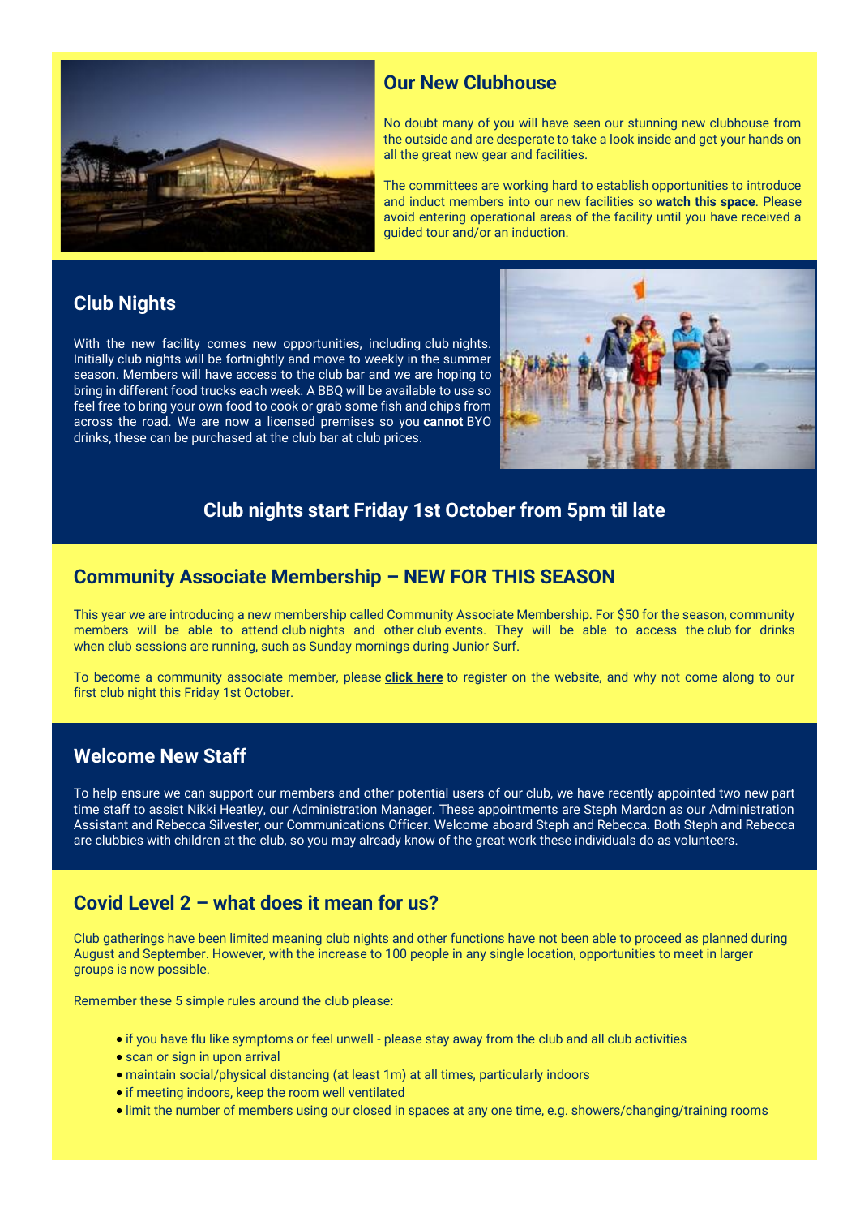## Our New Clubhouse

No doubt many of you will have seen our stunning new clubhouse from the outside and are desperate to take a look inside and get your hands on all the great new gear and facilities.

The committees are working hard to establish opportunities to introduce and induct members into our new facilities so **watch this space**. Please avoid entering operational areas of the facility until you have received a guided tour and/or an induction.

## Club Nights

With the new facility comes new opportunities, including club nights. Initially club nights will be fortnightly and move to weekly in the summer season. Members will have access to the club bar and we are hoping to bring in different food trucks each week. A BBQ will be available to use so feel free to bring your own food to cook or grab some fish and chips from across the road. We are now a licensed premises so you **cannot** BYO drinks, these can be purchased at the club bar at club prices.

**Club nights start Friday 1st October from 5pm til late**

## Community Associate Membership – NEW FOR THIS SEASON

This year we are introducing a new membership called Community Associate Membership. For $50 for the season, community members will be able to attend club nights and other club events. They will be able to access the club for drinks when club sessions are running, such as Sunday mornings during Junior Surf.

To become a community associate member, please **click here** to register on the website, and why not come along to our first club night this Friday 1st October.

## Welcome New Staff

To help ensure we can support our members and other potential users of our club, we have recently appointed two new part time staff to assist Nikki Heatley, our Administration Manager. These appointments are Steph Mardon as our Administration Assistant and Rebecca Silvester, our Communications Officer. Welcome aboard Steph and Rebecca. Both Steph and Rebecca are clubbies with children at the club, so you may already know of the great work these individuals do as volunteers.

## Covid Level 2 – what does it mean for us?

Club gatherings have been limited meaning club nights and other functions have not been able to proceed as planned during August and September. However, with the increase to 100 people in any single location, opportunities to meet in larger groups is now possible.

Remember these 5 simple rules around the club please:

- if you have flu like symptoms or feel unwell - please stay away from the club and all club activities
- scan or sign in upon arrival
- maintain social/physical distancing (at least 1m) at all times, particularly indoors
- if meeting indoors, keep the room well ventilated
- limit the number of members using our closed in spaces at any one time, e.g. showers/changing/training rooms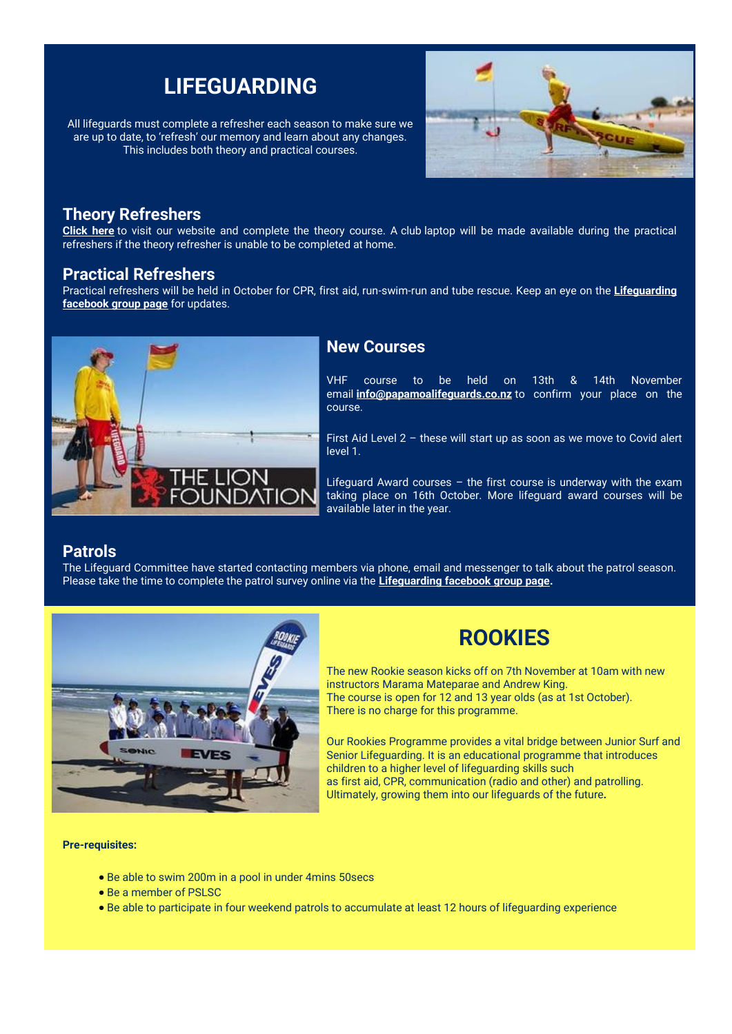# LIFEGUARDING

All lifeguards must complete a refresher each season to make sure we are up to date, to 'refresh' our memory and learn about any changes. This includes both theory and practical courses.

## Theory Refreshers

**Click here** to visit our website and complete the theory course. A club laptop will be made available during the practical refreshers if the theory refresher is unable to be completed at home.

## Practical Refreshers

Practical refreshers will be held in October for CPR, first aid, run-swim-run and tube rescue. Keep an eye on the **Lifeguarding facebook group page** for updates.

## New Courses

VHF course to be held on 13th & 14th November email **info@papamoalifeguards.co.nz** to confirm your place on the course.

First Aid Level 2 – these will start up as soon as we move to Covid alert level 1.

Lifeguard Award courses – the first course is underway with the exam taking place on 16th October. More lifeguard award courses will be available later in the year.

## Patrols

The Lifeguard Committee have started contacting members via phone, email and messenger to talk about the patrol season. Please take the time to complete the patrol survey online via the **Lifeguarding facebook group page.**

# ROOKIES

The new Rookie season kicks off on 7th November at 10am with new instructors Marama Mateparae and Andrew King.
The course is open for 12 and 13 year olds (as at 1st October).
There is no charge for this programme.

Our Rookies Programme provides a vital bridge between Junior Surf and Senior Lifeguarding. It is an educational programme that introduces children to a higher level of lifeguarding skills such as first aid, CPR, communication (radio and other) and patrolling. Ultimately, growing them into our lifeguards of the future**.**

**Pre-requisites:**

- Be able to swim 200m in a pool in under 4mins 50secs
- Be a member of PSLSC
- Be able to participate in four weekend patrols to accumulate at least 12 hours of lifeguarding experience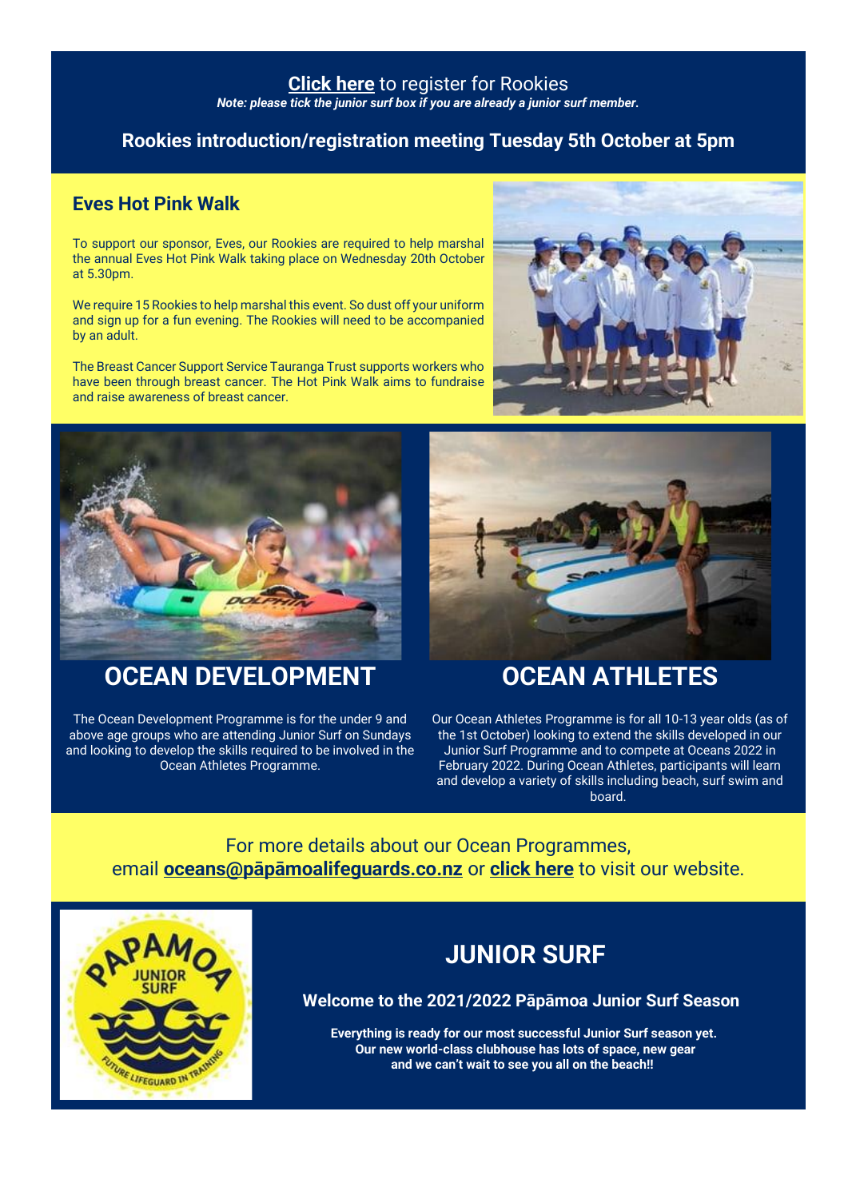**Click here** to register for Rookies

***Note: please tick the junior surf box if you are already a junior surf member.***

**Rookies introduction/registration meeting Tuesday 5th October at 5pm**

## Eves Hot Pink Walk

To support our sponsor, Eves, our Rookies are required to help marshal the annual Eves Hot Pink Walk taking place on Wednesday 20th October at 5.30pm.

We require 15 Rookies to help marshal this event. So dust off your uniform and sign up for a fun evening. The Rookies will need to be accompanied by an adult.

The Breast Cancer Support Service Tauranga Trust supports workers who have been through breast cancer. The Hot Pink Walk aims to fundraise and raise awareness of breast cancer.

## OCEAN DEVELOPMENT

The Ocean Development Programme is for the under 9 and above age groups who are attending Junior Surf on Sundays and looking to develop the skills required to be involved in the Ocean Athletes Programme.

## OCEAN ATHLETES

Our Ocean Athletes Programme is for all 10-13 year olds (as of the 1st October) looking to extend the skills developed in our Junior Surf Programme and to compete at Oceans 2022 in February 2022. During Ocean Athletes, participants will learn and develop a variety of skills including beach, surf swim and board.

For more details about our Ocean Programmes, email **oceans@pāpāmoalifeguards.co.nz** or **click here** to visit our website.

## JUNIOR SURF

**Welcome to the 2021/2022 Pāpāmoa Junior Surf Season**

**Everything is ready for our most successful Junior Surf season yet. Our new world-class clubhouse has lots of space, new gear and we can't wait to see you all on the beach!!**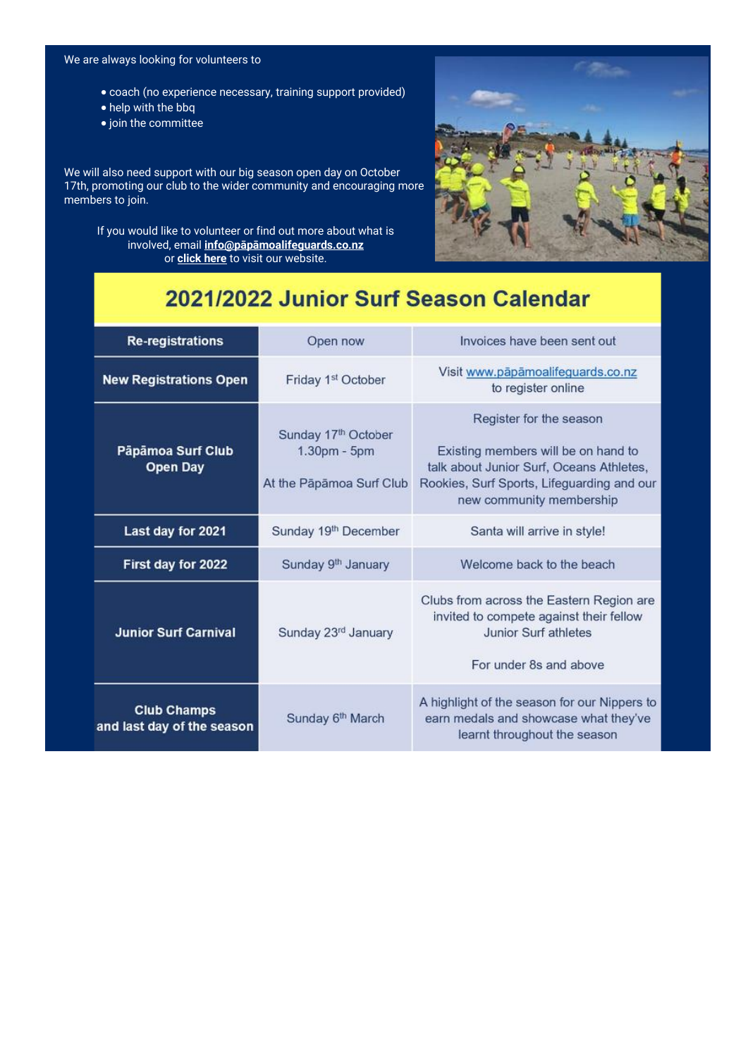We are always looking for volunteers to

- coach (no experience necessary, training support provided)
- help with the bbq
- join the committee

We will also need support with our big season open day on October 17th, promoting our club to the wider community and encouraging more members to join.

If you would like to volunteer or find out more about what is involved, email **info@pāpāmoalifeguards.co.nz** or **click here** to visit our website.

## 2021/2022 Junior Surf Season Calendar

| | | |
|---|---|---|
| **Re-registrations** | Open now | Invoices have been sent out |
| **New Registrations Open** | Friday 1st October | Visit www.pāpāmoalifeguards.co.nz to register online |
| **Pāpāmoa Surf Club Open Day** | Sunday 17th October 1.30pm - 5pm<br><br>At the Pāpāmoa Surf Club | Register for the season<br><br>Existing members will be on hand to talk about Junior Surf, Oceans Athletes, Rookies, Surf Sports, Lifeguarding and our new community membership |
| **Last day for 2021** | Sunday 19th December | Santa will arrive in style! |
| **First day for 2022** | Sunday 9th January | Welcome back to the beach |
| **Junior Surf Carnival** | Sunday 23rd January | Clubs from across the Eastern Region are invited to compete against their fellow Junior Surf athletes<br><br>For under 8s and above |
| **Club Champs and last day of the season** | Sunday 6th March | A highlight of the season for our Nippers to earn medals and showcase what they've learnt throughout the season |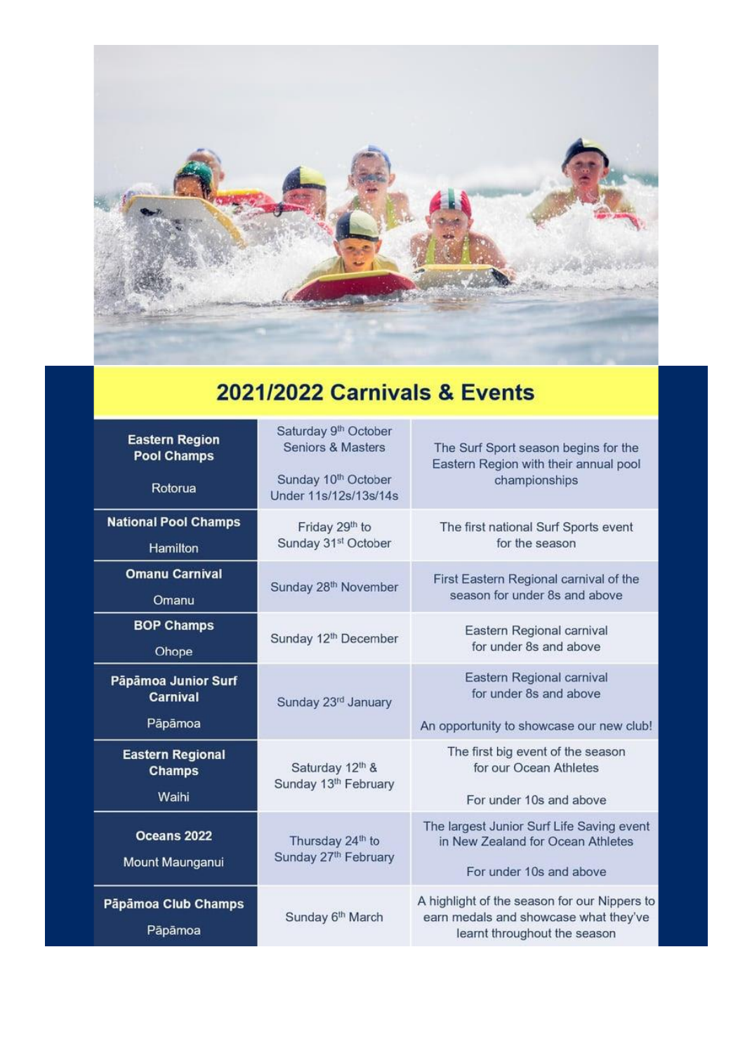## 2021/2022 Carnivals & Events

| Event | Date | Description |
|---|---|---|
| **Eastern Region Pool Champs** Rotorua | Saturday 9th October Seniors & Masters<br>Sunday 10th October Under 11s/12s/13s/14s | The Surf Sport season begins for the Eastern Region with their annual pool championships |
| **National Pool Champs** Hamilton | Friday 29th to Sunday 31st October | The first national Surf Sports event for the season |
| **Omanu Carnival** Omanu | Sunday 28th November | First Eastern Regional carnival of the season for under 8s and above |
| **BOP Champs** Ohope | Sunday 12th December | Eastern Regional carnival for under 8s and above |
| **Pāpāmoa Junior Surf Carnival** Pāpāmoa | Sunday 23rd January | Eastern Regional carnival for under 8s and above<br>An opportunity to showcase our new club! |
| **Eastern Regional Champs** Waihi | Saturday 12th & Sunday 13th February | The first big event of the season for our Ocean Athletes<br>For under 10s and above |
| **Oceans 2022** Mount Maunganui | Thursday 24th to Sunday 27th February | The largest Junior Surf Life Saving event in New Zealand for Ocean Athletes<br>For under 10s and above |
| **Pāpāmoa Club Champs** Pāpāmoa | Sunday 6th March | A highlight of the season for our Nippers to earn medals and showcase what they've learnt throughout the season |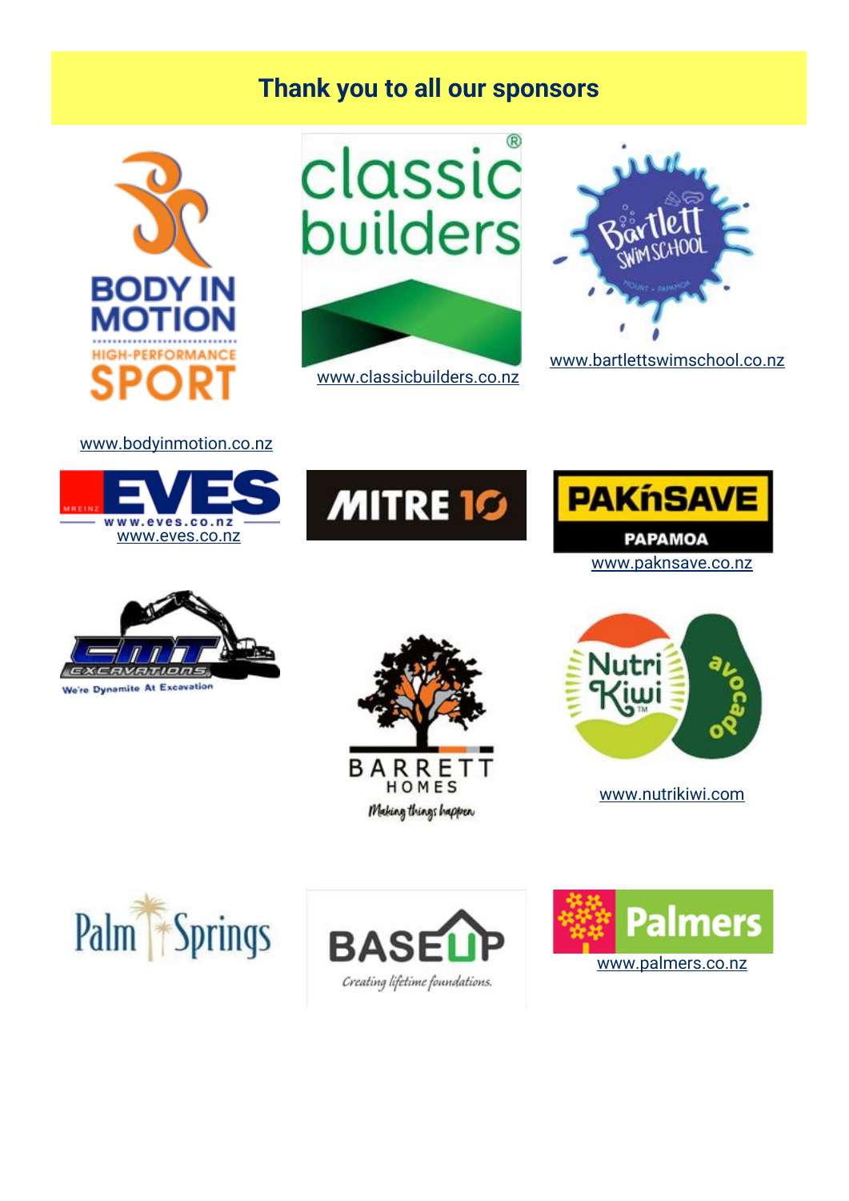## Thank you to all our sponsors

www.bodyinmotion.co.nz

www.classicbuilders.co.nz

www.bartlettswimschool.co.nz

www.eves.co.nz

www.paknsave.co.nz

www.nutrikiwi.com

www.palmers.co.nz